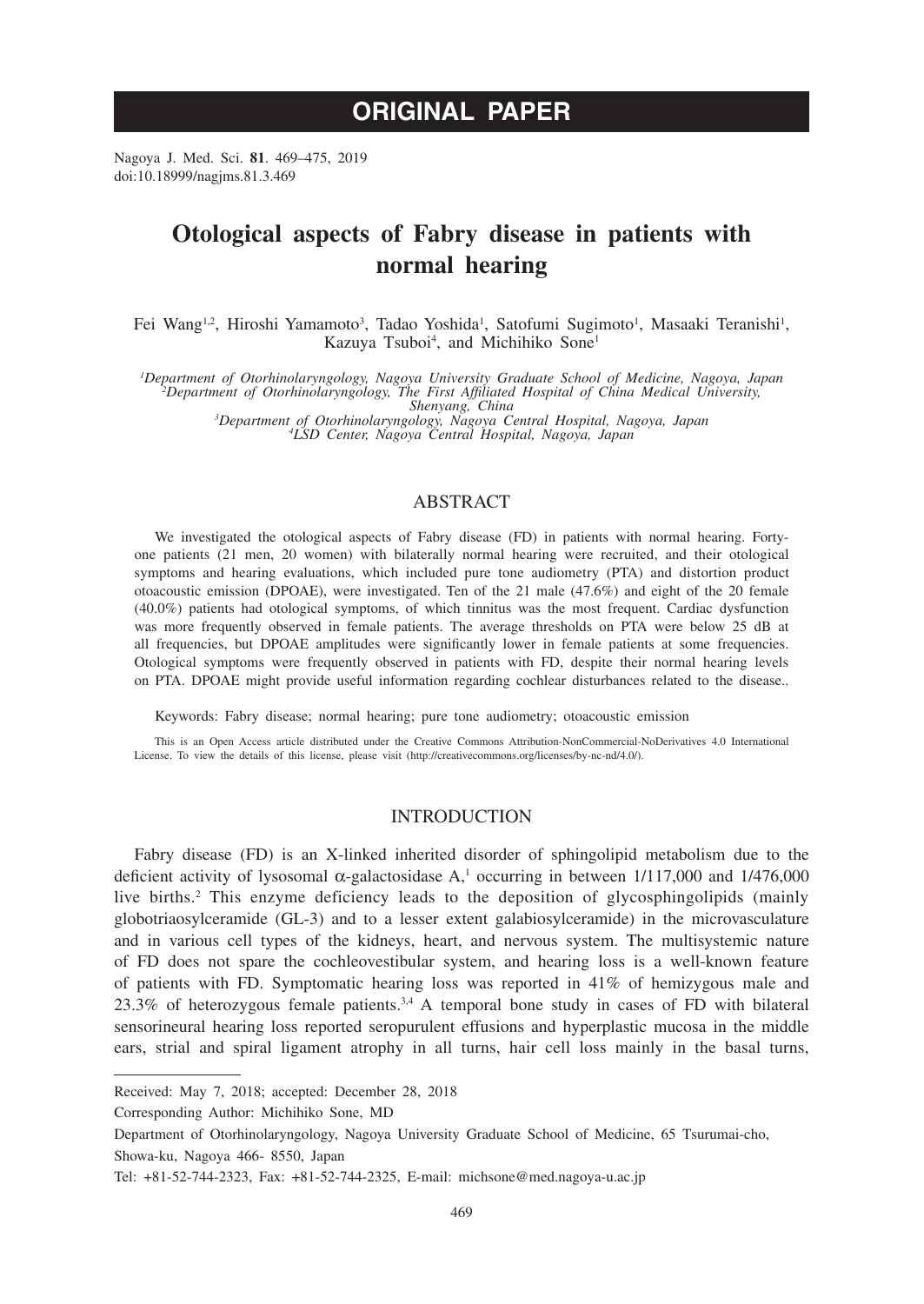ORIGINAL PAPER

Nagoya J. Med. Sci. **81**. 469–475, 2019
doi:10.18999/nagjms.81.3.469

# Otological aspects of Fabry disease in patients with normal hearing

Fei Wang[1,2], Hiroshi Yamamoto[3], Tadao Yoshida[1], Satofumi Sugimoto[1], Masaaki Teranishi[1], Kazuya Tsuboi[4], and Michihiko Sone[1]

*[1]Department of Otorhinolaryngology, Nagoya University Graduate School of Medicine, Nagoya, Japan*
*[2]Department of Otorhinolaryngology, The First Affiliated Hospital of China Medical University, Shenyang, China*
*[3]Department of Otorhinolaryngology, Nagoya Central Hospital, Nagoya, Japan*
*[4]LSD Center, Nagoya Central Hospital, Nagoya, Japan*

## ABSTRACT

We investigated the otological aspects of Fabry disease (FD) in patients with normal hearing. Forty-one patients (21 men, 20 women) with bilaterally normal hearing were recruited, and their otological symptoms and hearing evaluations, which included pure tone audiometry (PTA) and distortion product otoacoustic emission (DPOAE), were investigated. Ten of the 21 male (47.6%) and eight of the 20 female (40.0%) patients had otological symptoms, of which tinnitus was the most frequent. Cardiac dysfunction was more frequently observed in female patients. The average thresholds on PTA were below 25 dB at all frequencies, but DPOAE amplitudes were significantly lower in female patients at some frequencies. Otological symptoms were frequently observed in patients with FD, despite their normal hearing levels on PTA. DPOAE might provide useful information regarding cochlear disturbances related to the disease..

Keywords: Fabry disease; normal hearing; pure tone audiometry; otoacoustic emission

This is an Open Access article distributed under the Creative Commons Attribution-NonCommercial-NoDerivatives 4.0 International License. To view the details of this license, please visit (http://creativecommons.org/licenses/by-nc-nd/4.0/).

## INTRODUCTION

Fabry disease (FD) is an X-linked inherited disorder of sphingolipid metabolism due to the deficient activity of lysosomal α-galactosidase A,[1] occurring in between 1/117,000 and 1/476,000 live births.[2] This enzyme deficiency leads to the deposition of glycosphingolipids (mainly globotriaosylceramide (GL-3) and to a lesser extent galabiosylceramide) in the microvasculature and in various cell types of the kidneys, heart, and nervous system. The multisystemic nature of FD does not spare the cochleovestibular system, and hearing loss is a well-known feature of patients with FD. Symptomatic hearing loss was reported in 41% of hemizygous male and 23.3% of heterozygous female patients.[3,4] A temporal bone study in cases of FD with bilateral sensorineural hearing loss reported seropurulent effusions and hyperplastic mucosa in the middle ears, strial and spiral ligament atrophy in all turns, hair cell loss mainly in the basal turns,

Received: May 7, 2018; accepted: December 28, 2018

Corresponding Author: Michihiko Sone, MD

Department of Otorhinolaryngology, Nagoya University Graduate School of Medicine, 65 Tsurumai-cho, Showa-ku, Nagoya 466- 8550, Japan

Tel: +81-52-744-2323, Fax: +81-52-744-2325, E-mail: michsone@med.nagoya-u.ac.jp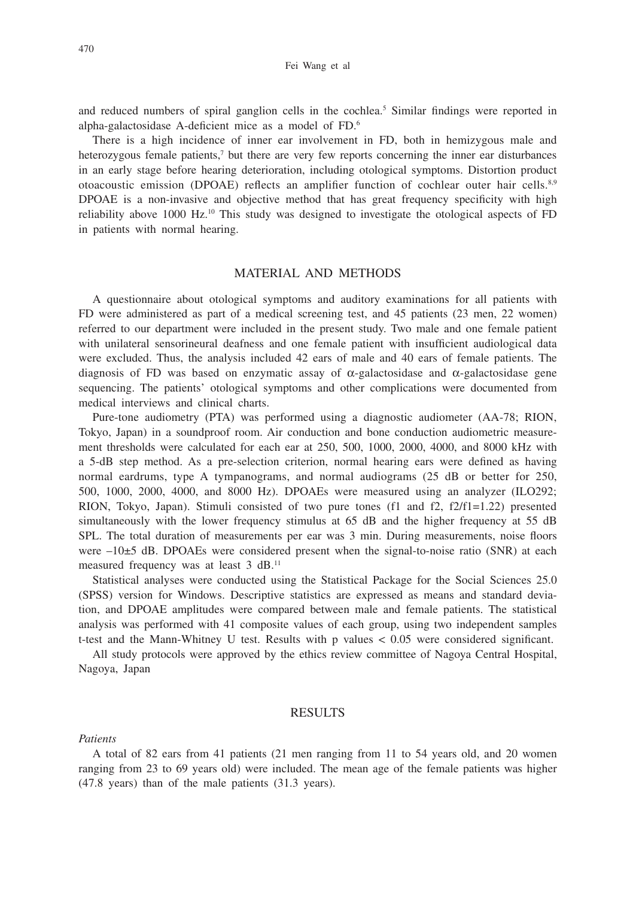and reduced numbers of spiral ganglion cells in the cochlea.[5] Similar findings were reported in alpha-galactosidase A-deficient mice as a model of FD.[6]

There is a high incidence of inner ear involvement in FD, both in hemizygous male and heterozygous female patients,[7] but there are very few reports concerning the inner ear disturbances in an early stage before hearing deterioration, including otological symptoms. Distortion product otoacoustic emission (DPOAE) reflects an amplifier function of cochlear outer hair cells.[8,9] DPOAE is a non-invasive and objective method that has great frequency specificity with high reliability above 1000 Hz.[10] This study was designed to investigate the otological aspects of FD in patients with normal hearing.

## MATERIAL AND METHODS

A questionnaire about otological symptoms and auditory examinations for all patients with FD were administered as part of a medical screening test, and 45 patients (23 men, 22 women) referred to our department were included in the present study. Two male and one female patient with unilateral sensorineural deafness and one female patient with insufficient audiological data were excluded. Thus, the analysis included 42 ears of male and 40 ears of female patients. The diagnosis of FD was based on enzymatic assay of α-galactosidase and α-galactosidase gene sequencing. The patients' otological symptoms and other complications were documented from medical interviews and clinical charts.

Pure-tone audiometry (PTA) was performed using a diagnostic audiometer (AA-78; RION, Tokyo, Japan) in a soundproof room. Air conduction and bone conduction audiometric measurement thresholds were calculated for each ear at 250, 500, 1000, 2000, 4000, and 8000 kHz with a 5-dB step method. As a pre-selection criterion, normal hearing ears were defined as having normal eardrums, type A tympanograms, and normal audiograms (25 dB or better for 250, 500, 1000, 2000, 4000, and 8000 Hz). DPOAEs were measured using an analyzer (ILO292; RION, Tokyo, Japan). Stimuli consisted of two pure tones (f1 and f2, f2/f1=1.22) presented simultaneously with the lower frequency stimulus at 65 dB and the higher frequency at 55 dB SPL. The total duration of measurements per ear was 3 min. During measurements, noise floors were –10±5 dB. DPOAEs were considered present when the signal-to-noise ratio (SNR) at each measured frequency was at least 3 dB.[11]

Statistical analyses were conducted using the Statistical Package for the Social Sciences 25.0 (SPSS) version for Windows. Descriptive statistics are expressed as means and standard deviation, and DPOAE amplitudes were compared between male and female patients. The statistical analysis was performed with 41 composite values of each group, using two independent samples t-test and the Mann-Whitney U test. Results with p values $< 0.05$ were considered significant.

All study protocols were approved by the ethics review committee of Nagoya Central Hospital, Nagoya, Japan

## RESULTS

*Patients*

A total of 82 ears from 41 patients (21 men ranging from 11 to 54 years old, and 20 women ranging from 23 to 69 years old) were included. The mean age of the female patients was higher (47.8 years) than of the male patients (31.3 years).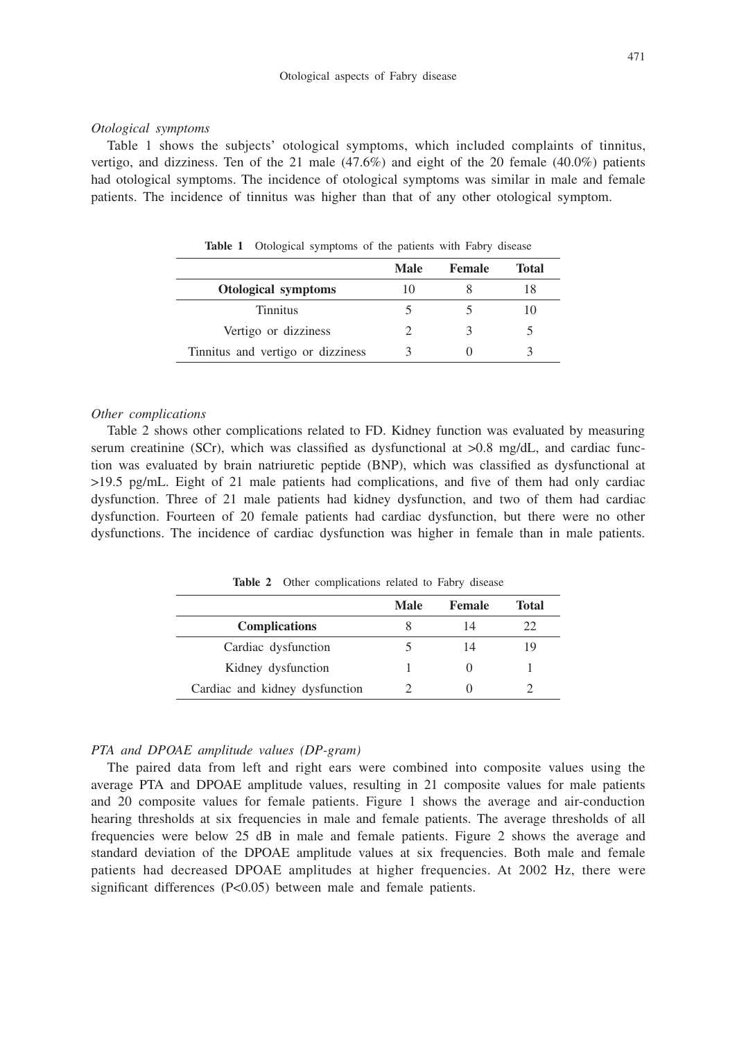### *Otological symptoms*

Table 1 shows the subjects' otological symptoms, which included complaints of tinnitus, vertigo, and dizziness. Ten of the 21 male (47.6%) and eight of the 20 female (40.0%) patients had otological symptoms. The incidence of otological symptoms was similar in male and female patients. The incidence of tinnitus was higher than that of any other otological symptom.

**Table 1** Otological symptoms of the patients with Fabry disease

| | Male | Female | Total |
|---|---|---|---|
| **Otological symptoms** | 10 | 8 | 18 |
| Tinnitus | 5 | 5 | 10 |
| Vertigo or dizziness | 2 | 3 | 5 |
| Tinnitus and vertigo or dizziness | 3 | 0 | 3 |

### *Other complications*

Table 2 shows other complications related to FD. Kidney function was evaluated by measuring serum creatinine (SCr), which was classified as dysfunctional at >0.8 mg/dL, and cardiac function was evaluated by brain natriuretic peptide (BNP), which was classified as dysfunctional at >19.5 pg/mL. Eight of 21 male patients had complications, and five of them had only cardiac dysfunction. Three of 21 male patients had kidney dysfunction, and two of them had cardiac dysfunction. Fourteen of 20 female patients had cardiac dysfunction, but there were no other dysfunctions. The incidence of cardiac dysfunction was higher in female than in male patients.

**Table 2** Other complications related to Fabry disease

| | Male | Female | Total |
|---|---|---|---|
| **Complications** | 8 | 14 | 22 |
| Cardiac dysfunction | 5 | 14 | 19 |
| Kidney dysfunction | 1 | 0 | 1 |
| Cardiac and kidney dysfunction | 2 | 0 | 2 |

### *PTA and DPOAE amplitude values (DP-gram)*

The paired data from left and right ears were combined into composite values using the average PTA and DPOAE amplitude values, resulting in 21 composite values for male patients and 20 composite values for female patients. Figure 1 shows the average and air-conduction hearing thresholds at six frequencies in male and female patients. The average thresholds of all frequencies were below 25 dB in male and female patients. Figure 2 shows the average and standard deviation of the DPOAE amplitude values at six frequencies. Both male and female patients had decreased DPOAE amplitudes at higher frequencies. At 2002 Hz, there were significant differences ($P<0.05$) between male and female patients.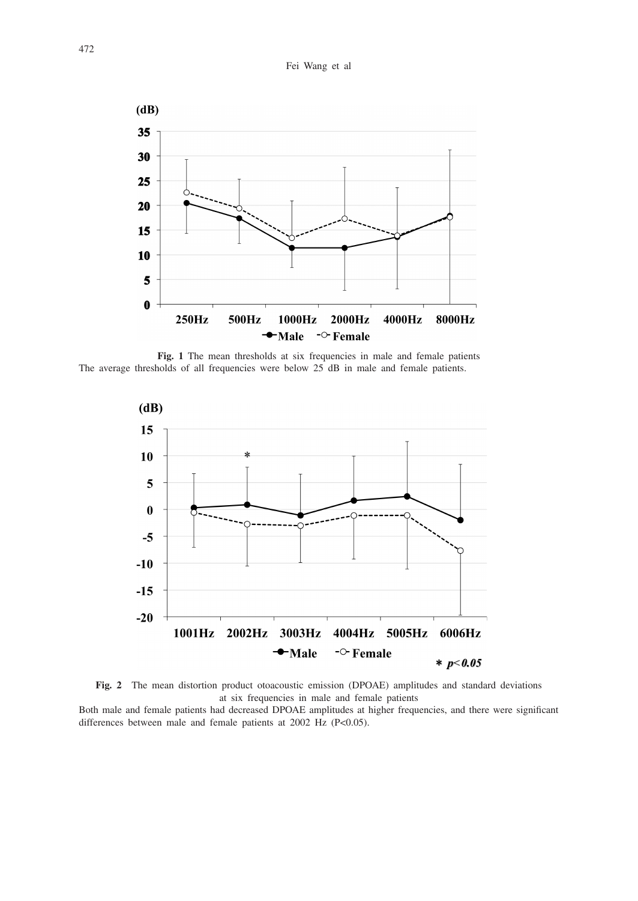**Fig. 1** The mean thresholds at six frequencies in male and female patients
The average thresholds of all frequencies were below 25 dB in male and female patients.

**Fig. 2** The mean distortion product otoacoustic emission (DPOAE) amplitudes and standard deviations at six frequencies in male and female patients
Both male and female patients had decreased DPOAE amplitudes at higher frequencies, and there were significant differences between male and female patients at 2002 Hz ($P<0.05$).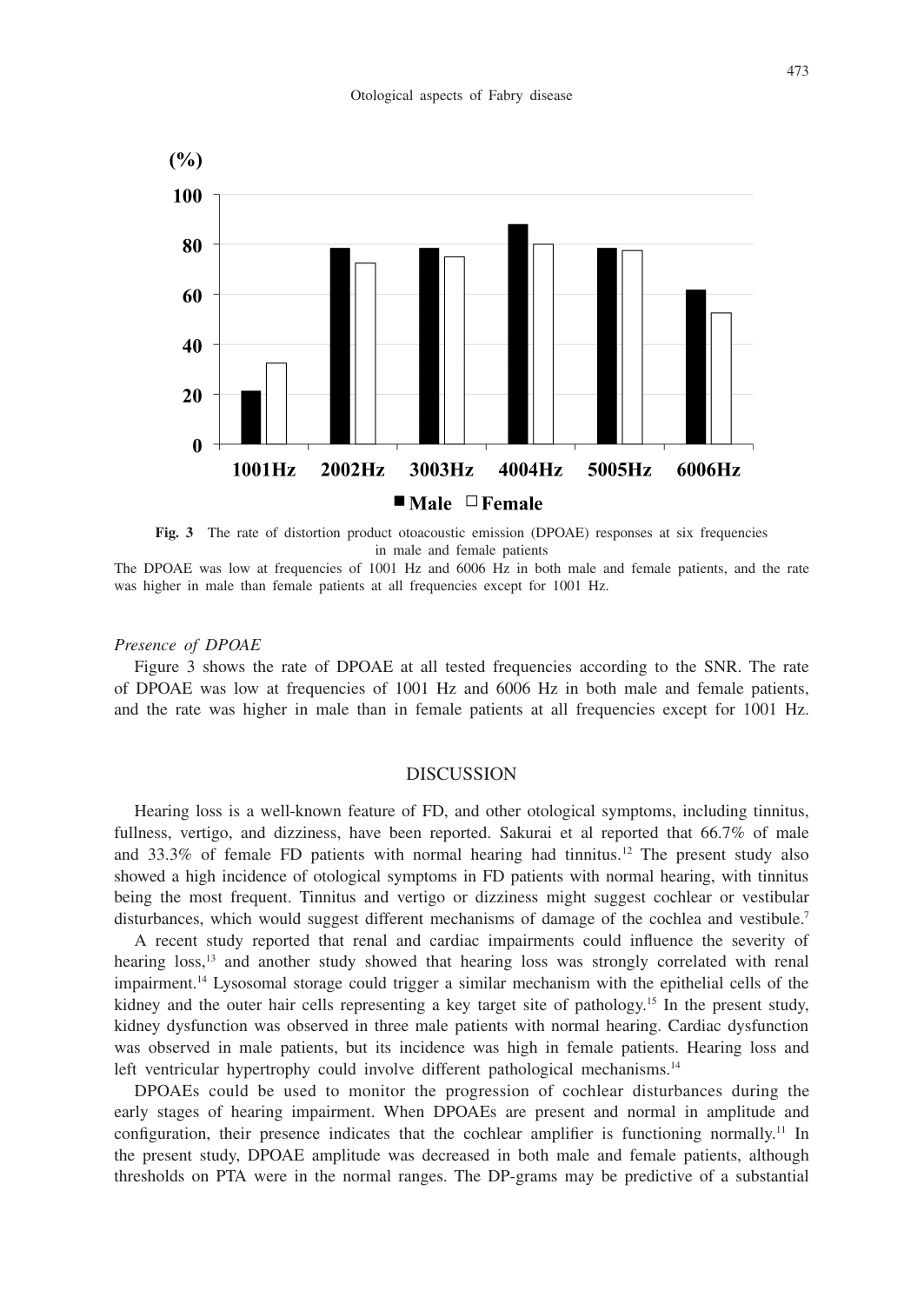**Fig. 3** The rate of distortion product otoacoustic emission (DPOAE) responses at six frequencies in male and female patients

The DPOAE was low at frequencies of 1001 Hz and 6006 Hz in both male and female patients, and the rate was higher in male than female patients at all frequencies except for 1001 Hz.

*Presence of DPOAE*

Figure 3 shows the rate of DPOAE at all tested frequencies according to the SNR. The rate of DPOAE was low at frequencies of 1001 Hz and 6006 Hz in both male and female patients, and the rate was higher in male than in female patients at all frequencies except for 1001 Hz.

## DISCUSSION

Hearing loss is a well-known feature of FD, and other otological symptoms, including tinnitus, fullness, vertigo, and dizziness, have been reported. Sakurai et al reported that 66.7% of male and 33.3% of female FD patients with normal hearing had tinnitus.[12] The present study also showed a high incidence of otological symptoms in FD patients with normal hearing, with tinnitus being the most frequent. Tinnitus and vertigo or dizziness might suggest cochlear or vestibular disturbances, which would suggest different mechanisms of damage of the cochlea and vestibule.[7]

A recent study reported that renal and cardiac impairments could influence the severity of hearing loss,[13] and another study showed that hearing loss was strongly correlated with renal impairment.[14] Lysosomal storage could trigger a similar mechanism with the epithelial cells of the kidney and the outer hair cells representing a key target site of pathology.[15] In the present study, kidney dysfunction was observed in three male patients with normal hearing. Cardiac dysfunction was observed in male patients, but its incidence was high in female patients. Hearing loss and left ventricular hypertrophy could involve different pathological mechanisms.[14]

DPOAEs could be used to monitor the progression of cochlear disturbances during the early stages of hearing impairment. When DPOAEs are present and normal in amplitude and configuration, their presence indicates that the cochlear amplifier is functioning normally.[11] In the present study, DPOAE amplitude was decreased in both male and female patients, although thresholds on PTA were in the normal ranges. The DP-grams may be predictive of a substantial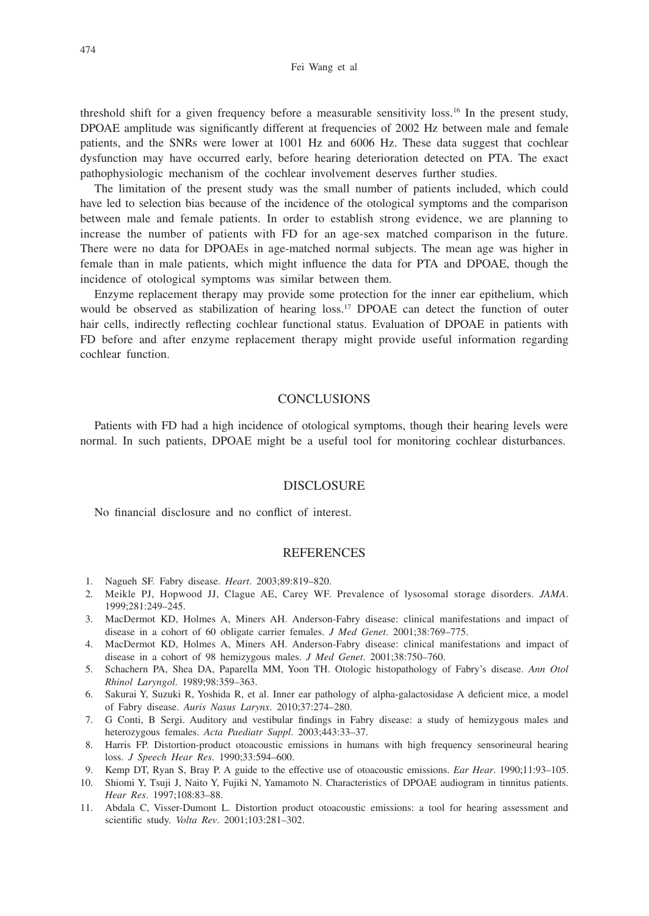threshold shift for a given frequency before a measurable sensitivity loss.[16] In the present study, DPOAE amplitude was significantly different at frequencies of 2002 Hz between male and female patients, and the SNRs were lower at 1001 Hz and 6006 Hz. These data suggest that cochlear dysfunction may have occurred early, before hearing deterioration detected on PTA. The exact pathophysiologic mechanism of the cochlear involvement deserves further studies.

The limitation of the present study was the small number of patients included, which could have led to selection bias because of the incidence of the otological symptoms and the comparison between male and female patients. In order to establish strong evidence, we are planning to increase the number of patients with FD for an age-sex matched comparison in the future. There were no data for DPOAEs in age-matched normal subjects. The mean age was higher in female than in male patients, which might influence the data for PTA and DPOAE, though the incidence of otological symptoms was similar between them.

Enzyme replacement therapy may provide some protection for the inner ear epithelium, which would be observed as stabilization of hearing loss.[17] DPOAE can detect the function of outer hair cells, indirectly reflecting cochlear functional status. Evaluation of DPOAE in patients with FD before and after enzyme replacement therapy might provide useful information regarding cochlear function.

## CONCLUSIONS

Patients with FD had a high incidence of otological symptoms, though their hearing levels were normal. In such patients, DPOAE might be a useful tool for monitoring cochlear disturbances.

## DISCLOSURE

No financial disclosure and no conflict of interest.

## REFERENCES

1. Nagueh SF. Fabry disease. *Heart*. 2003;89:819–820.
2. Meikle PJ, Hopwood JJ, Clague AE, Carey WF. Prevalence of lysosomal storage disorders. *JAMA*. 1999;281:249–245.
3. MacDermot KD, Holmes A, Miners AH. Anderson-Fabry disease: clinical manifestations and impact of disease in a cohort of 60 obligate carrier females. *J Med Genet*. 2001;38:769–775.
4. MacDermot KD, Holmes A, Miners AH. Anderson-Fabry disease: clinical manifestations and impact of disease in a cohort of 98 hemizygous males. *J Med Genet*. 2001;38:750–760.
5. Schachern PA, Shea DA, Paparella MM, Yoon TH. Otologic histopathology of Fabry's disease. *Ann Otol Rhinol Laryngol*. 1989;98:359–363.
6. Sakurai Y, Suzuki R, Yoshida R, et al. Inner ear pathology of alpha-galactosidase A deficient mice, a model of Fabry disease. *Auris Nasus Larynx*. 2010;37:274–280.
7. G Conti, B Sergi. Auditory and vestibular findings in Fabry disease: a study of hemizygous males and heterozygous females. *Acta Paediatr Suppl*. 2003;443:33–37.
8. Harris FP. Distortion-product otoacoustic emissions in humans with high frequency sensorineural hearing loss. *J Speech Hear Res*. 1990;33:594–600.
9. Kemp DT, Ryan S, Bray P. A guide to the effective use of otoacoustic emissions. *Ear Hear*. 1990;11:93–105.
10. Shiomi Y, Tsuji J, Naito Y, Fujiki N, Yamamoto N. Characteristics of DPOAE audiogram in tinnitus patients. *Hear Res*. 1997;108:83–88.
11. Abdala C, Visser-Dumont L. Distortion product otoacoustic emissions: a tool for hearing assessment and scientific study. *Volta Rev*. 2001;103:281–302.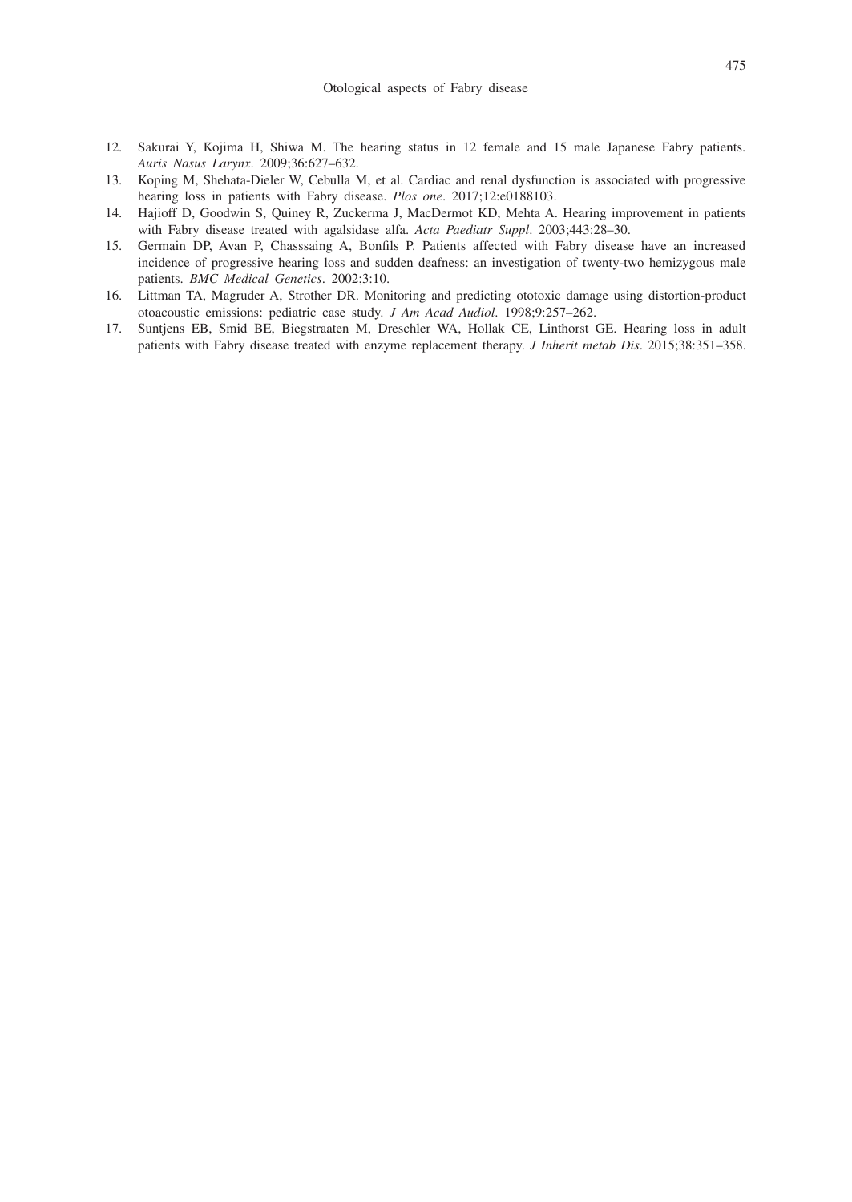12. Sakurai Y, Kojima H, Shiwa M. The hearing status in 12 female and 15 male Japanese Fabry patients. *Auris Nasus Larynx*. 2009;36:627–632.
13. Koping M, Shehata-Dieler W, Cebulla M, et al. Cardiac and renal dysfunction is associated with progressive hearing loss in patients with Fabry disease. *Plos one*. 2017;12:e0188103.
14. Hajioff D, Goodwin S, Quiney R, Zuckerma J, MacDermot KD, Mehta A. Hearing improvement in patients with Fabry disease treated with agalsidase alfa. *Acta Paediatr Suppl*. 2003;443:28–30.
15. Germain DP, Avan P, Chasssaing A, Bonfils P. Patients affected with Fabry disease have an increased incidence of progressive hearing loss and sudden deafness: an investigation of twenty-two hemizygous male patients. *BMC Medical Genetics*. 2002;3:10.
16. Littman TA, Magruder A, Strother DR. Monitoring and predicting ototoxic damage using distortion-product otoacoustic emissions: pediatric case study. *J Am Acad Audiol*. 1998;9:257–262.
17. Suntjens EB, Smid BE, Biegstraaten M, Dreschler WA, Hollak CE, Linthorst GE. Hearing loss in adult patients with Fabry disease treated with enzyme replacement therapy. *J Inherit metab Dis*. 2015;38:351–358.